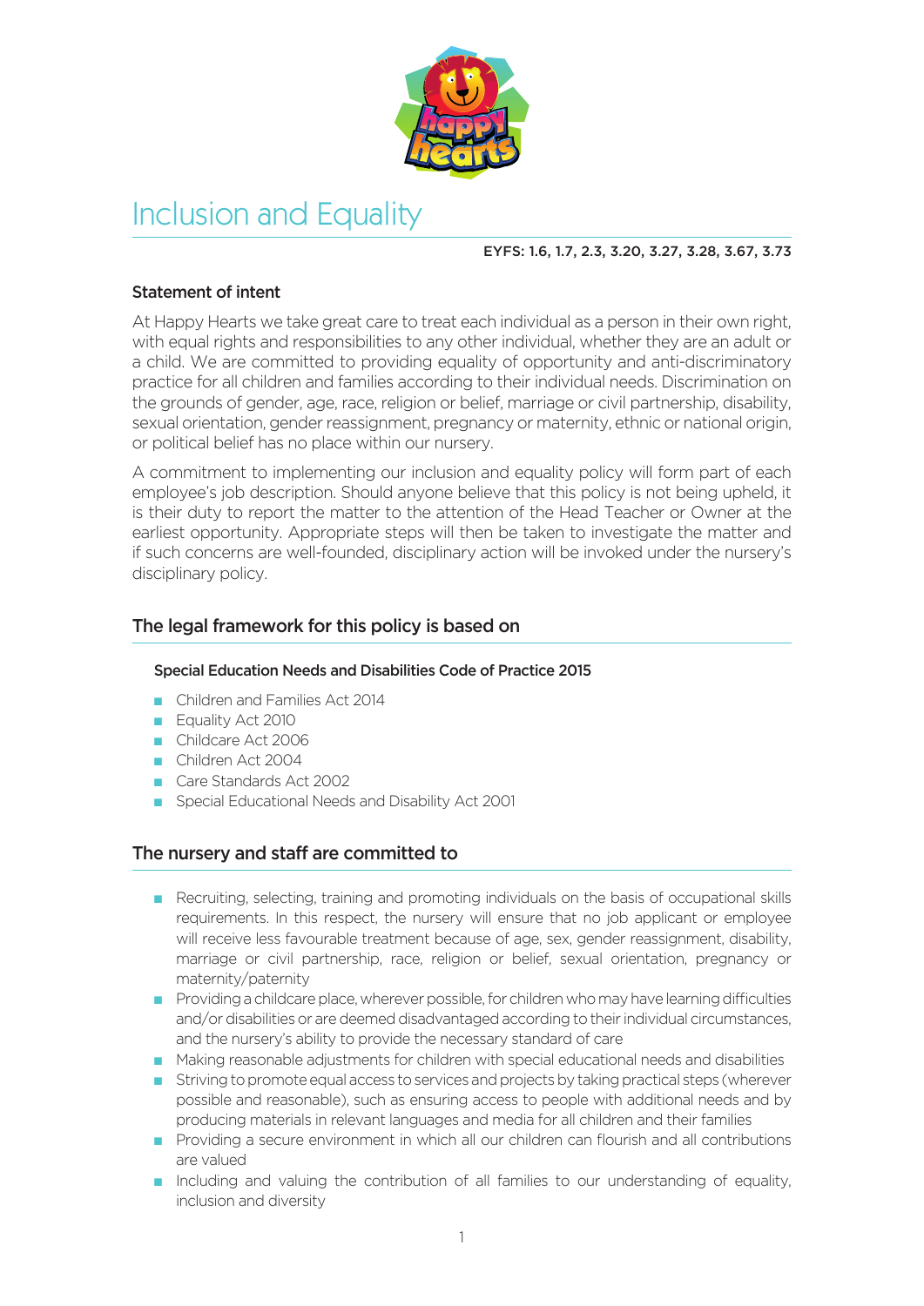# Inclusion and Equality

**EYFS: 1.6, 1.7, 2.3, 3.20, 3.27, 3.28, 3.67, 3.73**

### Statement of intent

At Happy Hearts we take great care to treat each individual as a person in their own right, with equal rights and responsibilities to any other individual, whether they are an adult or a child. We are committed to providing equality of opportunity and anti-discriminatory practice for all children and families according to their individual needs. Discrimination on the grounds of gender, age, race, religion or belief, marriage or civil partnership, disability, sexual orientation, gender reassignment, pregnancy or maternity, ethnic or national origin, or political belief has no place within our nursery.

A commitment to implementing our inclusion and equality policy will form part of each employee's job description. Should anyone believe that this policy is not being upheld, it is their duty to report the matter to the attention of the Head Teacher or Owner at the earliest opportunity. Appropriate steps will then be taken to investigate the matter and if such concerns are well-founded, disciplinary action will be invoked under the nursery's disciplinary policy.

## The legal framework for this policy is based on

**Special Education Needs and Disabilities Code of Practice 2015**

- Children and Families Act 2014
- Equality Act 2010
- Childcare Act 2006
- Children Act 2004
- Care Standards Act 2002
- Special Educational Needs and Disability Act 2001

## The nursery and staff are committed to

- Recruiting, selecting, training and promoting individuals on the basis of occupational skills requirements. In this respect, the nursery will ensure that no job applicant or employee will receive less favourable treatment because of age, sex, gender reassignment, disability, marriage or civil partnership, race, religion or belief, sexual orientation, pregnancy or maternity/paternity
- Providing a childcare place, wherever possible, for children who may have learning difficulties and/or disabilities or are deemed disadvantaged according to their individual circumstances, and the nursery's ability to provide the necessary standard of care
- Making reasonable adjustments for children with special educational needs and disabilities
- Striving to promote equal access to services and projects by taking practical steps (wherever possible and reasonable), such as ensuring access to people with additional needs and by producing materials in relevant languages and media for all children and their families
- Providing a secure environment in which all our children can flourish and all contributions are valued
- Including and valuing the contribution of all families to our understanding of equality, inclusion and diversity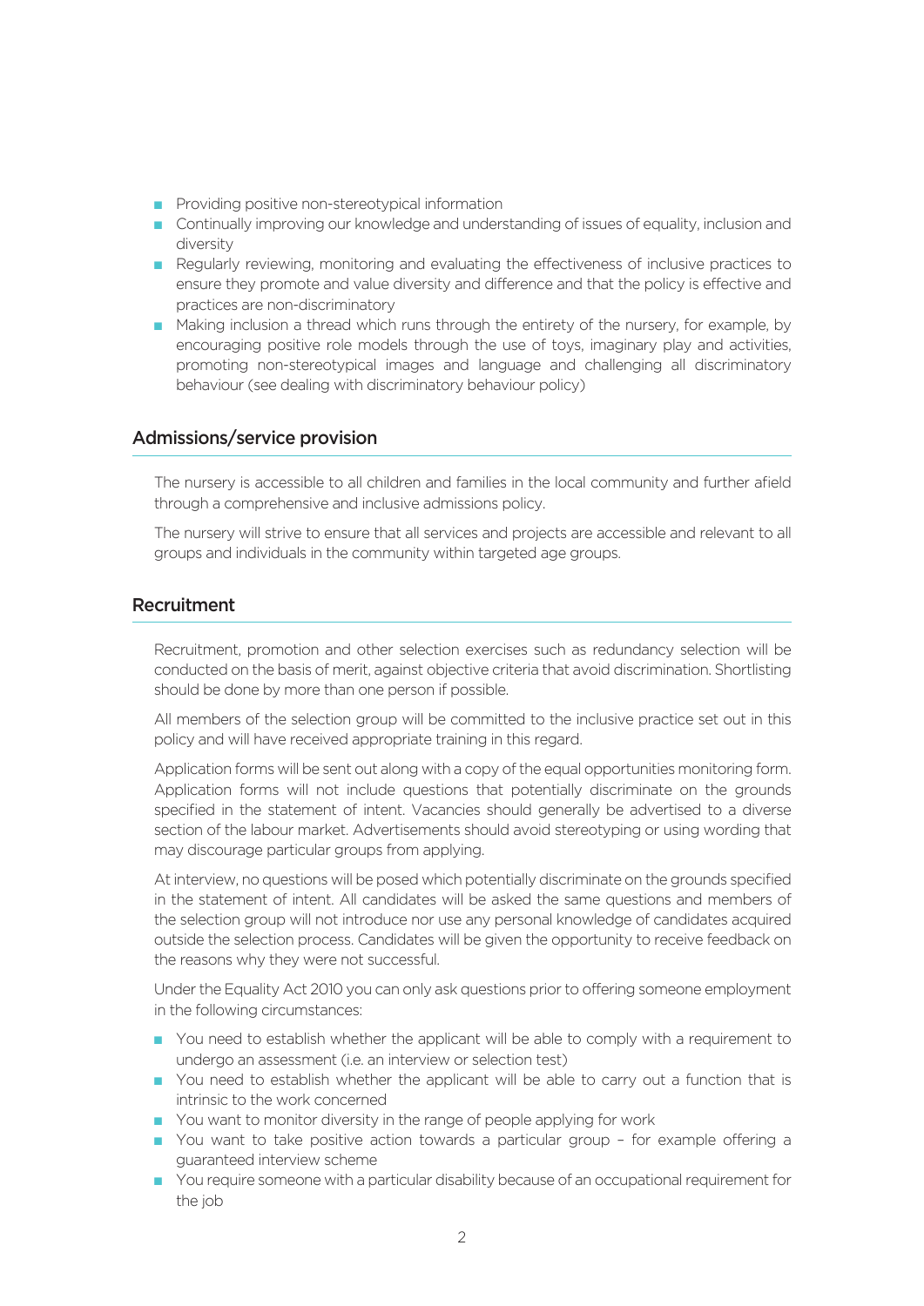- Providing positive non-stereotypical information
- Continually improving our knowledge and understanding of issues of equality, inclusion and diversity
- Regularly reviewing, monitoring and evaluating the effectiveness of inclusive practices to ensure they promote and value diversity and difference and that the policy is effective and practices are non-discriminatory
- Making inclusion a thread which runs through the entirety of the nursery, for example, by encouraging positive role models through the use of toys, imaginary play and activities, promoting non-stereotypical images and language and challenging all discriminatory behaviour (see dealing with discriminatory behaviour policy)

## Admissions/service provision

The nursery is accessible to all children and families in the local community and further afield through a comprehensive and inclusive admissions policy.

The nursery will strive to ensure that all services and projects are accessible and relevant to all groups and individuals in the community within targeted age groups.

## Recruitment

Recruitment, promotion and other selection exercises such as redundancy selection will be conducted on the basis of merit, against objective criteria that avoid discrimination. Shortlisting should be done by more than one person if possible.

All members of the selection group will be committed to the inclusive practice set out in this policy and will have received appropriate training in this regard.

Application forms will be sent out along with a copy of the equal opportunities monitoring form. Application forms will not include questions that potentially discriminate on the grounds specified in the statement of intent. Vacancies should generally be advertised to a diverse section of the labour market. Advertisements should avoid stereotyping or using wording that may discourage particular groups from applying.

At interview, no questions will be posed which potentially discriminate on the grounds specified in the statement of intent. All candidates will be asked the same questions and members of the selection group will not introduce nor use any personal knowledge of candidates acquired outside the selection process. Candidates will be given the opportunity to receive feedback on the reasons why they were not successful.

Under the Equality Act 2010 you can only ask questions prior to offering someone employment in the following circumstances:

- You need to establish whether the applicant will be able to comply with a requirement to undergo an assessment (i.e. an interview or selection test)
- You need to establish whether the applicant will be able to carry out a function that is intrinsic to the work concerned
- You want to monitor diversity in the range of people applying for work
- You want to take positive action towards a particular group – for example offering a guaranteed interview scheme
- You require someone with a particular disability because of an occupational requirement for the job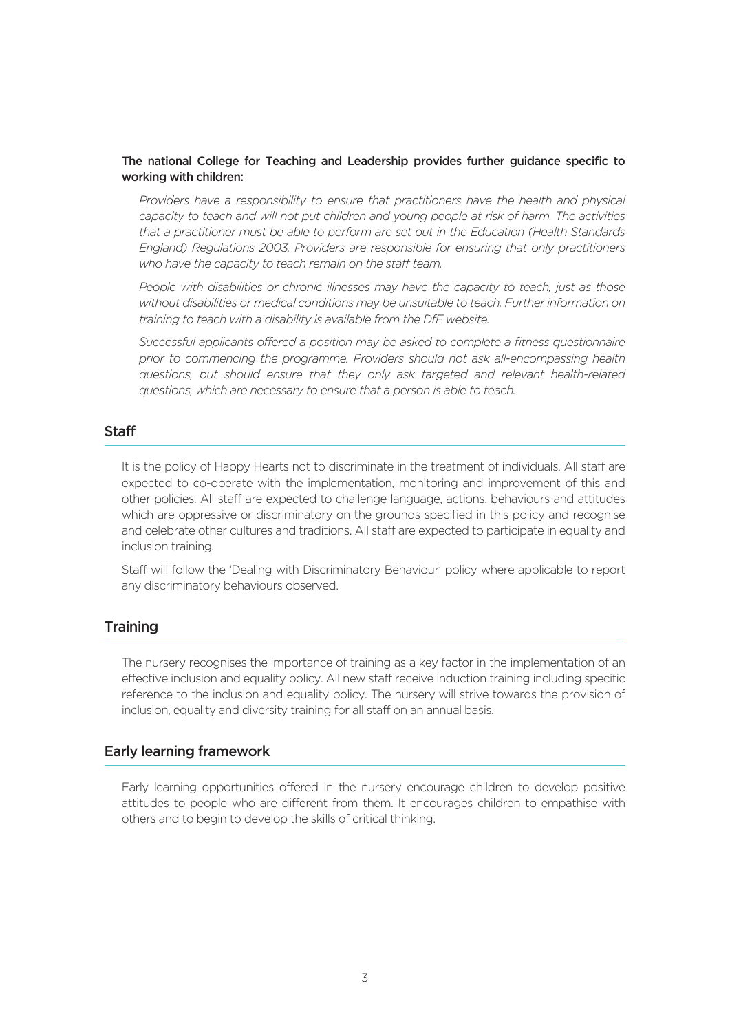**The national College for Teaching and Leadership provides further guidance specific to working with children:**

*Providers have a responsibility to ensure that practitioners have the health and physical capacity to teach and will not put children and young people at risk of harm. The activities that a practitioner must be able to perform are set out in the Education (Health Standards England) Regulations 2003. Providers are responsible for ensuring that only practitioners who have the capacity to teach remain on the staff team.*

*People with disabilities or chronic illnesses may have the capacity to teach, just as those without disabilities or medical conditions may be unsuitable to teach. Further information on training to teach with a disability is available from the DfE website.*

*Successful applicants offered a position may be asked to complete a fitness questionnaire prior to commencing the programme. Providers should not ask all-encompassing health questions, but should ensure that they only ask targeted and relevant health-related questions, which are necessary to ensure that a person is able to teach.*

## Staff

It is the policy of Happy Hearts not to discriminate in the treatment of individuals. All staff are expected to co-operate with the implementation, monitoring and improvement of this and other policies. All staff are expected to challenge language, actions, behaviours and attitudes which are oppressive or discriminatory on the grounds specified in this policy and recognise and celebrate other cultures and traditions. All staff are expected to participate in equality and inclusion training.

Staff will follow the 'Dealing with Discriminatory Behaviour' policy where applicable to report any discriminatory behaviours observed.

## Training

The nursery recognises the importance of training as a key factor in the implementation of an effective inclusion and equality policy. All new staff receive induction training including specific reference to the inclusion and equality policy. The nursery will strive towards the provision of inclusion, equality and diversity training for all staff on an annual basis.

## Early learning framework

Early learning opportunities offered in the nursery encourage children to develop positive attitudes to people who are different from them. It encourages children to empathise with others and to begin to develop the skills of critical thinking.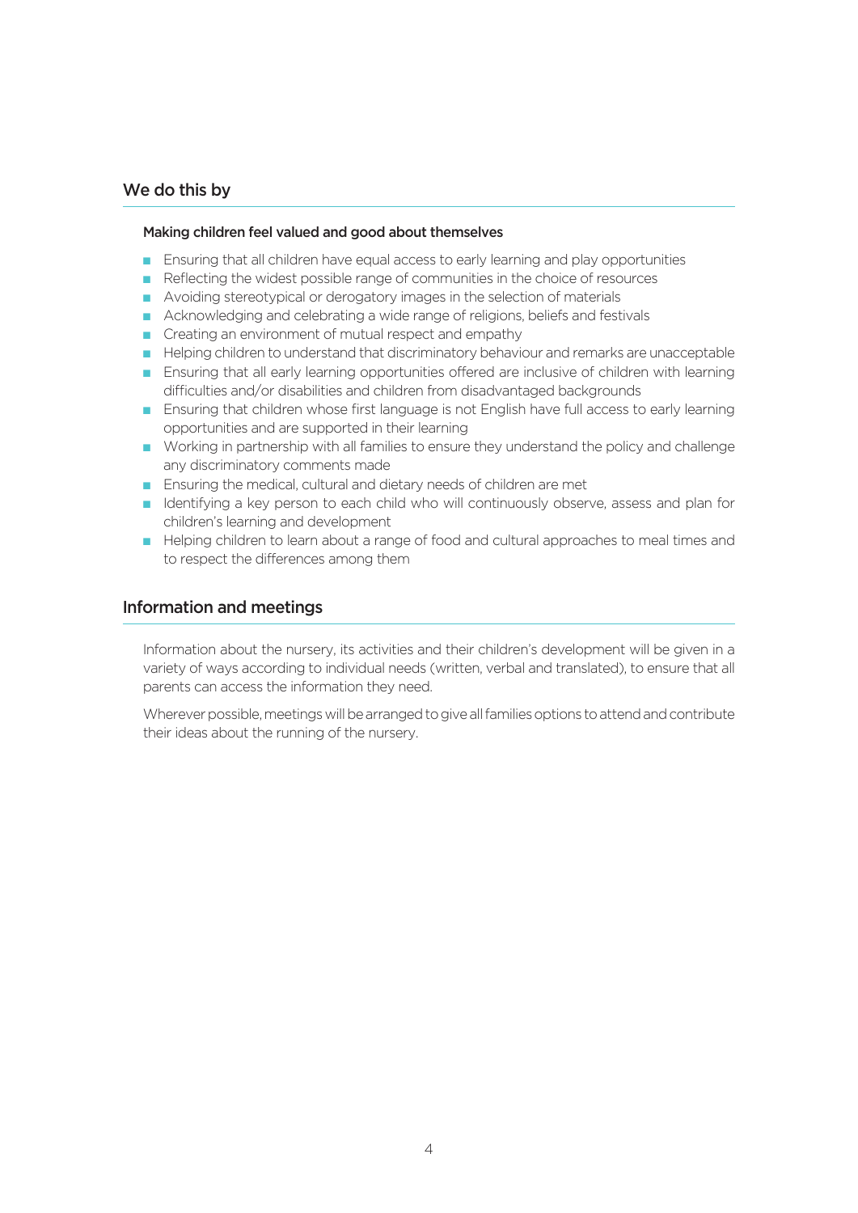## We do this by

### Making children feel valued and good about themselves

- Ensuring that all children have equal access to early learning and play opportunities
- Reflecting the widest possible range of communities in the choice of resources
- Avoiding stereotypical or derogatory images in the selection of materials
- Acknowledging and celebrating a wide range of religions, beliefs and festivals
- Creating an environment of mutual respect and empathy
- Helping children to understand that discriminatory behaviour and remarks are unacceptable
- Ensuring that all early learning opportunities offered are inclusive of children with learning difficulties and/or disabilities and children from disadvantaged backgrounds
- Ensuring that children whose first language is not English have full access to early learning opportunities and are supported in their learning
- Working in partnership with all families to ensure they understand the policy and challenge any discriminatory comments made
- Ensuring the medical, cultural and dietary needs of children are met
- Identifying a key person to each child who will continuously observe, assess and plan for children's learning and development
- Helping children to learn about a range of food and cultural approaches to meal times and to respect the differences among them

## Information and meetings

Information about the nursery, its activities and their children's development will be given in a variety of ways according to individual needs (written, verbal and translated), to ensure that all parents can access the information they need.

Wherever possible, meetings will be arranged to give all families options to attend and contribute their ideas about the running of the nursery.